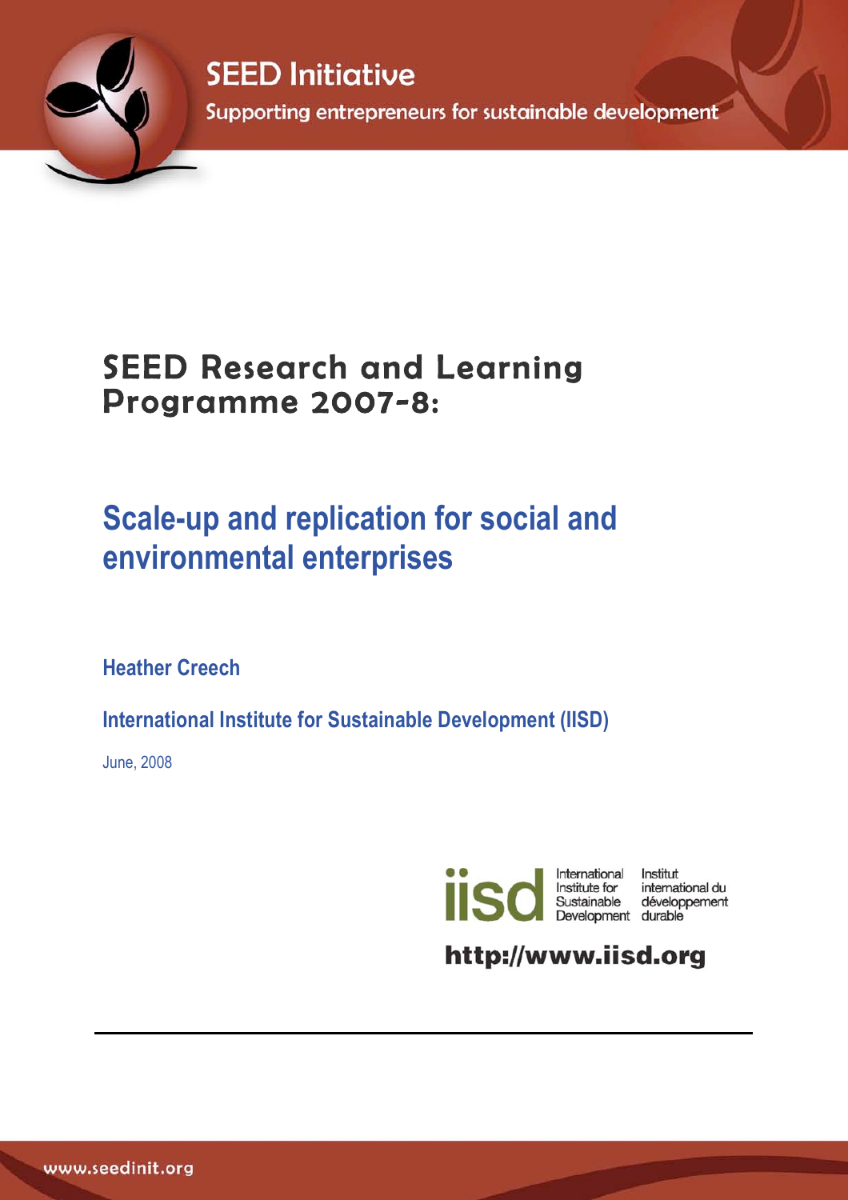SEED Initiative

Supporting entrepreneurs for sustainable development

# SEED Research and Learning Programme 2007-8:

## Scale-up and replication for social and environmental enterprises

**Heather Creech**

**International Institute for Sustainable Development (IISD)**

June, 2008

International Institute for Sustainable Development / Institut international du développement durable

http://www.iisd.org

www.seedinit.org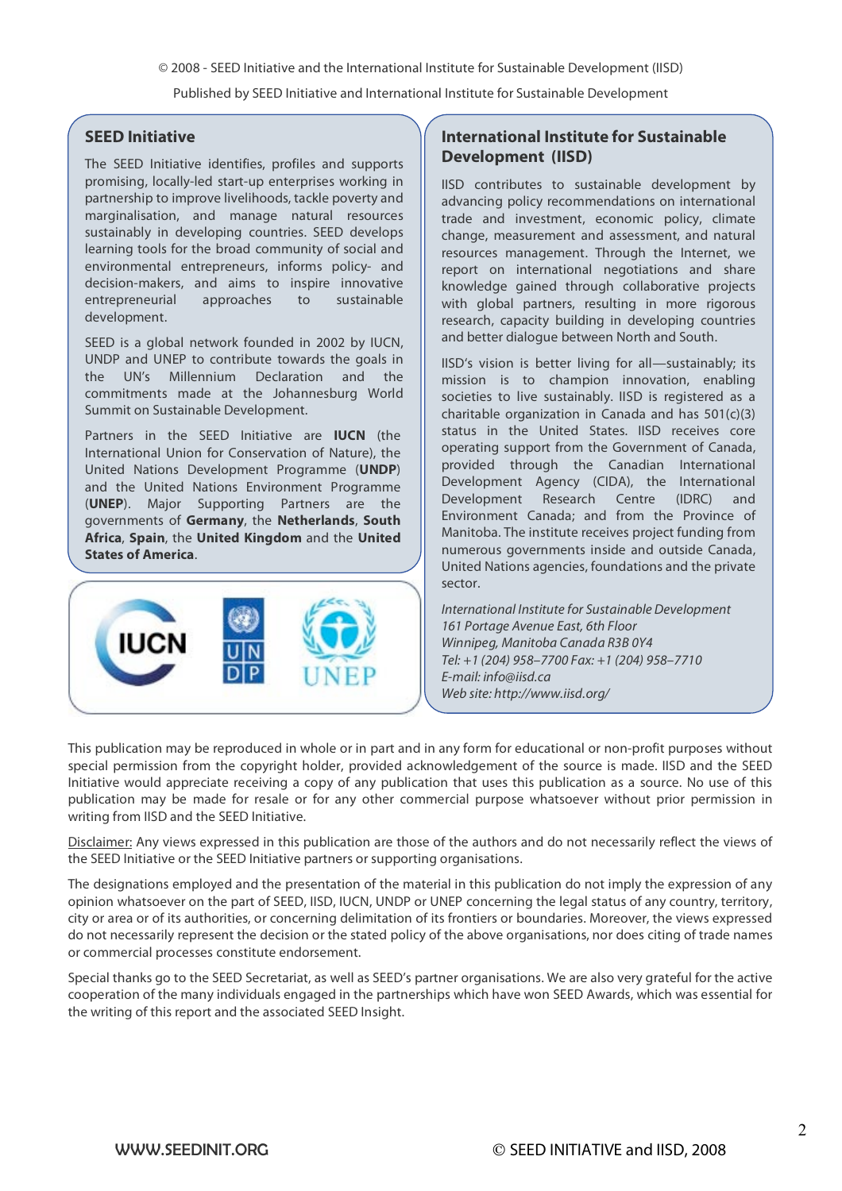© 2008 - SEED Initiative and the International Institute for Sustainable Development (IISD)

Published by SEED Initiative and International Institute for Sustainable Development

## SEED Initiative

The SEED Initiative identifies, profiles and supports promising, locally-led start-up enterprises working in partnership to improve livelihoods, tackle poverty and marginalisation, and manage natural resources sustainably in developing countries. SEED develops learning tools for the broad community of social and environmental entrepreneurs, informs policy- and decision-makers, and aims to inspire innovative entrepreneurial approaches to sustainable development.

SEED is a global network founded in 2002 by IUCN, UNDP and UNEP to contribute towards the goals in the UN's Millennium Declaration and the commitments made at the Johannesburg World Summit on Sustainable Development.

Partners in the SEED Initiative are **IUCN** (the International Union for Conservation of Nature), the United Nations Development Programme (**UNDP**) and the United Nations Environment Programme (**UNEP**). Major Supporting Partners are the governments of **Germany**, the **Netherlands**, **South Africa**, **Spain**, the **United Kingdom** and the **United States of America**.

## International Institute for Sustainable Development (IISD)

IISD contributes to sustainable development by advancing policy recommendations on international trade and investment, economic policy, climate change, measurement and assessment, and natural resources management. Through the Internet, we report on international negotiations and share knowledge gained through collaborative projects with global partners, resulting in more rigorous research, capacity building in developing countries and better dialogue between North and South.

IISD's vision is better living for all—sustainably; its mission is to champion innovation, enabling societies to live sustainably. IISD is registered as a charitable organization in Canada and has 501(c)(3) status in the United States. IISD receives core operating support from the Government of Canada, provided through the Canadian International Development Agency (CIDA), the International Development Research Centre (IDRC) and Environment Canada; and from the Province of Manitoba. The institute receives project funding from numerous governments inside and outside Canada, United Nations agencies, foundations and the private sector.

*International Institute for Sustainable Development*
*161 Portage Avenue East, 6th Floor*
*Winnipeg, Manitoba Canada R3B 0Y4*
*Tel: +1 (204) 958–7700 Fax: +1 (204) 958–7710*
*E-mail: info@iisd.ca*
*Web site: http://www.iisd.org/*

This publication may be reproduced in whole or in part and in any form for educational or non-profit purposes without special permission from the copyright holder, provided acknowledgement of the source is made. IISD and the SEED Initiative would appreciate receiving a copy of any publication that uses this publication as a source. No use of this publication may be made for resale or for any other commercial purpose whatsoever without prior permission in writing from IISD and the SEED Initiative.

Disclaimer: Any views expressed in this publication are those of the authors and do not necessarily reflect the views of the SEED Initiative or the SEED Initiative partners or supporting organisations.

The designations employed and the presentation of the material in this publication do not imply the expression of any opinion whatsoever on the part of SEED, IISD, IUCN, UNDP or UNEP concerning the legal status of any country, territory, city or area or of its authorities, or concerning delimitation of its frontiers or boundaries. Moreover, the views expressed do not necessarily represent the decision or the stated policy of the above organisations, nor does citing of trade names or commercial processes constitute endorsement.

Special thanks go to the SEED Secretariat, as well as SEED's partner organisations. We are also very grateful for the active cooperation of the many individuals engaged in the partnerships which have won SEED Awards, which was essential for the writing of this report and the associated SEED Insight.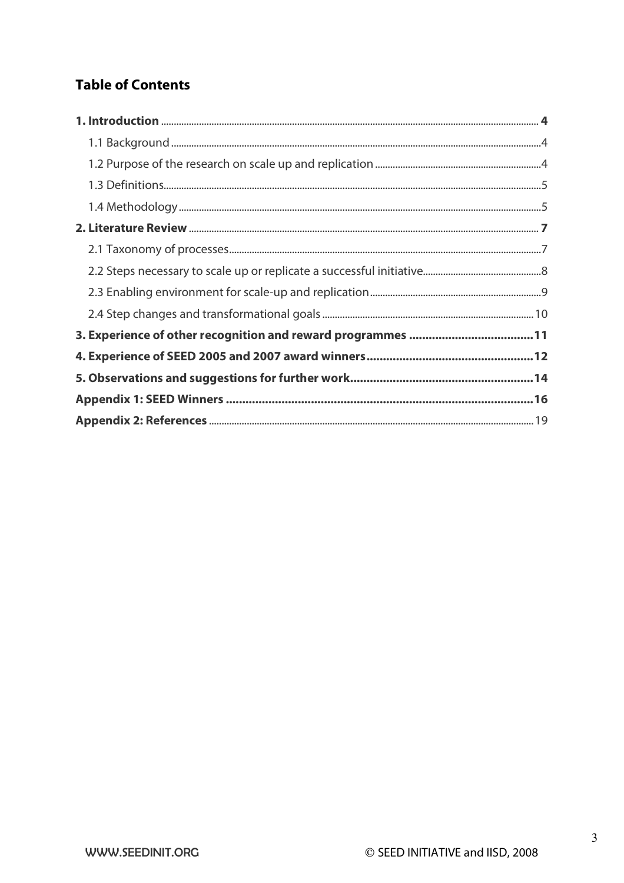## Table of Contents

**1. Introduction** .......... **4**

- 1.1 Background .......... 4
- 1.2 Purpose of the research on scale up and replication .......... 4
- 1.3 Definitions .......... 5
- 1.4 Methodology .......... 5

**2. Literature Review** .......... **7**

- 2.1 Taxonomy of processes .......... 7
- 2.2 Steps necessary to scale up or replicate a successful initiative .......... 8
- 2.3 Enabling environment for scale-up and replication .......... 9
- 2.4 Step changes and transformational goals .......... 10

**3. Experience of other recognition and reward programmes .......... 11**

**4. Experience of SEED 2005 and 2007 award winners .......... 12**

**5. Observations and suggestions for further work .......... 14**

**Appendix 1: SEED Winners .......... 16**

**Appendix 2: References** .......... 19

WWW.SEEDINIT.ORG © SEED INITIATIVE and IISD, 2008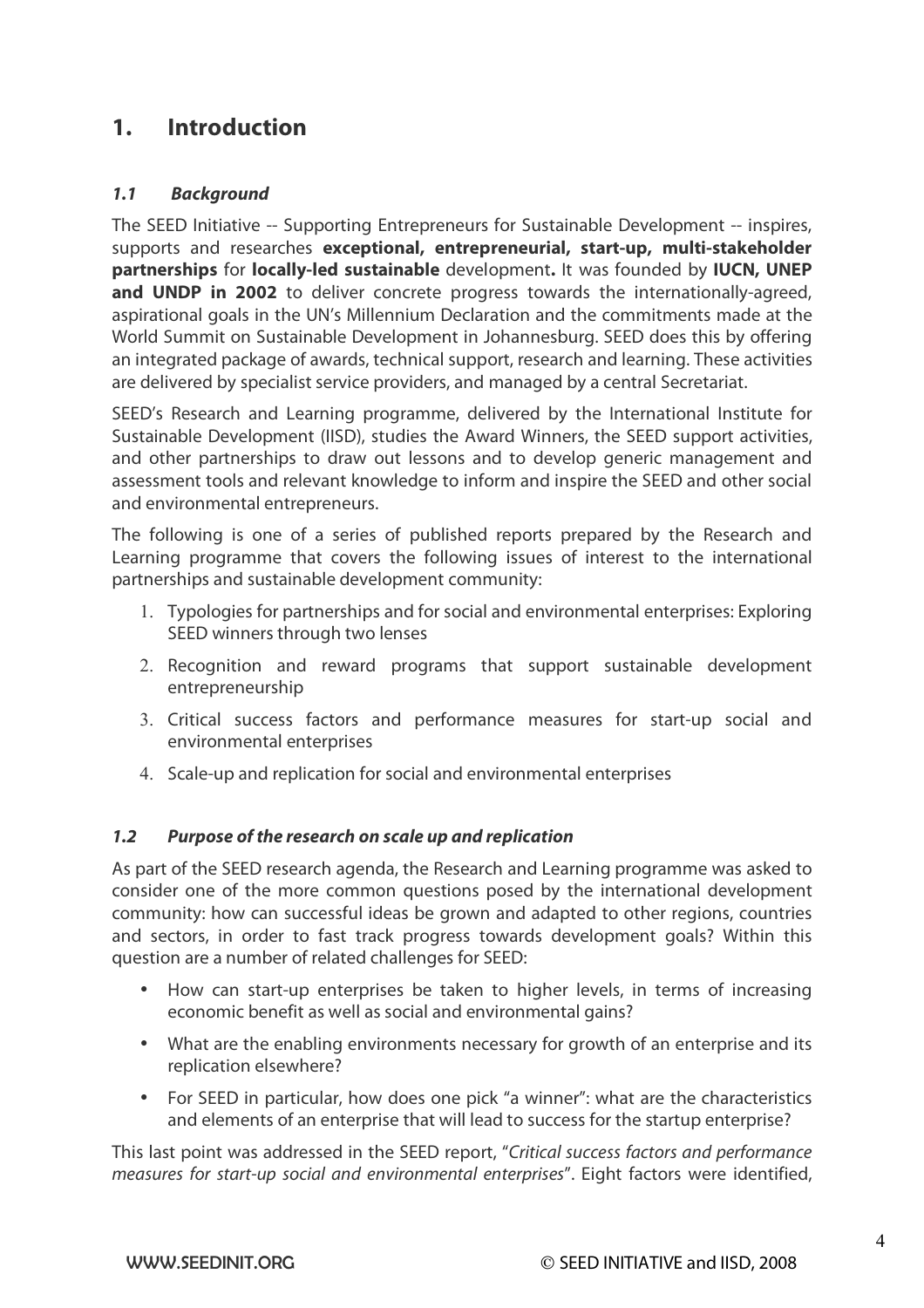# 1. Introduction

### *1.1 Background*

The SEED Initiative -- Supporting Entrepreneurs for Sustainable Development -- inspires, supports and researches **exceptional, entrepreneurial, start-up, multi-stakeholder partnerships** for **locally-led sustainable** development**.** It was founded by **IUCN, UNEP and UNDP in 2002** to deliver concrete progress towards the internationally-agreed, aspirational goals in the UN's Millennium Declaration and the commitments made at the World Summit on Sustainable Development in Johannesburg. SEED does this by offering an integrated package of awards, technical support, research and learning. These activities are delivered by specialist service providers, and managed by a central Secretariat.

SEED's Research and Learning programme, delivered by the International Institute for Sustainable Development (IISD), studies the Award Winners, the SEED support activities, and other partnerships to draw out lessons and to develop generic management and assessment tools and relevant knowledge to inform and inspire the SEED and other social and environmental entrepreneurs.

The following is one of a series of published reports prepared by the Research and Learning programme that covers the following issues of interest to the international partnerships and sustainable development community:

1. Typologies for partnerships and for social and environmental enterprises: Exploring SEED winners through two lenses
2. Recognition and reward programs that support sustainable development entrepreneurship
3. Critical success factors and performance measures for start-up social and environmental enterprises
4. Scale-up and replication for social and environmental enterprises

### *1.2 Purpose of the research on scale up and replication*

As part of the SEED research agenda, the Research and Learning programme was asked to consider one of the more common questions posed by the international development community: how can successful ideas be grown and adapted to other regions, countries and sectors, in order to fast track progress towards development goals? Within this question are a number of related challenges for SEED:

- How can start-up enterprises be taken to higher levels, in terms of increasing economic benefit as well as social and environmental gains?
- What are the enabling environments necessary for growth of an enterprise and its replication elsewhere?
- For SEED in particular, how does one pick "a winner": what are the characteristics and elements of an enterprise that will lead to success for the startup enterprise?

This last point was addressed in the SEED report, "*Critical success factors and performance measures for start-up social and environmental enterprises*". Eight factors were identified,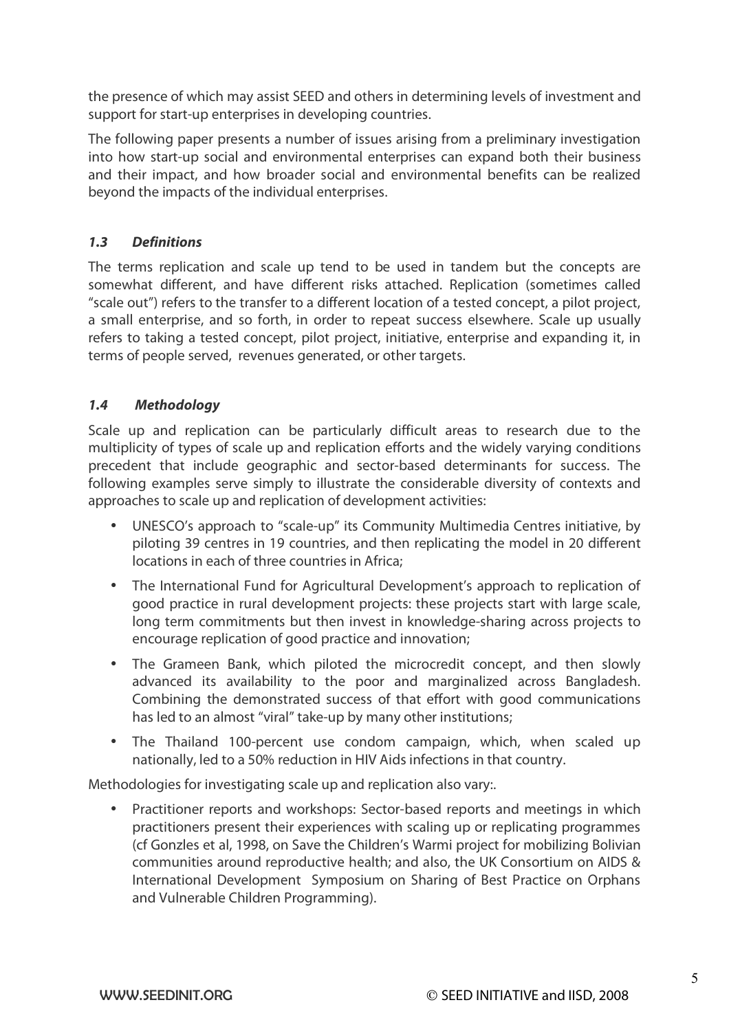the presence of which may assist SEED and others in determining levels of investment and support for start-up enterprises in developing countries.

The following paper presents a number of issues arising from a preliminary investigation into how start-up social and environmental enterprises can expand both their business and their impact, and how broader social and environmental benefits can be realized beyond the impacts of the individual enterprises.

### *1.3 Definitions*

The terms replication and scale up tend to be used in tandem but the concepts are somewhat different, and have different risks attached. Replication (sometimes called "scale out") refers to the transfer to a different location of a tested concept, a pilot project, a small enterprise, and so forth, in order to repeat success elsewhere. Scale up usually refers to taking a tested concept, pilot project, initiative, enterprise and expanding it, in terms of people served, revenues generated, or other targets.

### *1.4 Methodology*

Scale up and replication can be particularly difficult areas to research due to the multiplicity of types of scale up and replication efforts and the widely varying conditions precedent that include geographic and sector-based determinants for success. The following examples serve simply to illustrate the considerable diversity of contexts and approaches to scale up and replication of development activities:

- UNESCO's approach to "scale-up" its Community Multimedia Centres initiative, by piloting 39 centres in 19 countries, and then replicating the model in 20 different locations in each of three countries in Africa;
- The International Fund for Agricultural Development's approach to replication of good practice in rural development projects: these projects start with large scale, long term commitments but then invest in knowledge-sharing across projects to encourage replication of good practice and innovation;
- The Grameen Bank, which piloted the microcredit concept, and then slowly advanced its availability to the poor and marginalized across Bangladesh. Combining the demonstrated success of that effort with good communications has led to an almost "viral" take-up by many other institutions;
- The Thailand 100-percent use condom campaign, which, when scaled up nationally, led to a 50% reduction in HIV Aids infections in that country.

Methodologies for investigating scale up and replication also vary:.

- Practitioner reports and workshops: Sector-based reports and meetings in which practitioners present their experiences with scaling up or replicating programmes (cf Gonzles et al, 1998, on Save the Children's Warmi project for mobilizing Bolivian communities around reproductive health; and also, the UK Consortium on AIDS & International Development Symposium on Sharing of Best Practice on Orphans and Vulnerable Children Programming).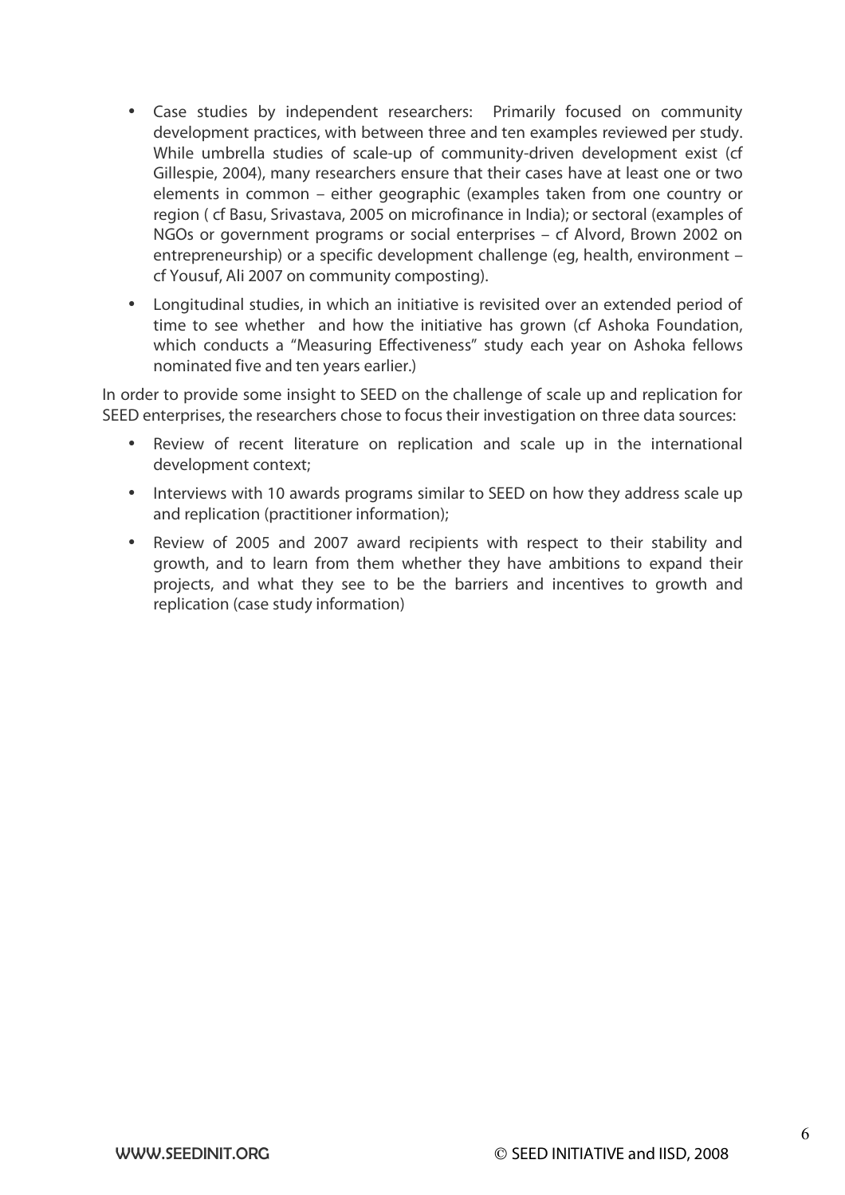- Case studies by independent researchers: Primarily focused on community development practices, with between three and ten examples reviewed per study. While umbrella studies of scale-up of community-driven development exist (cf Gillespie, 2004), many researchers ensure that their cases have at least one or two elements in common – either geographic (examples taken from one country or region ( cf Basu, Srivastava, 2005 on microfinance in India); or sectoral (examples of NGOs or government programs or social enterprises – cf Alvord, Brown 2002 on entrepreneurship) or a specific development challenge (eg, health, environment – cf Yousuf, Ali 2007 on community composting).
- Longitudinal studies, in which an initiative is revisited over an extended period of time to see whether and how the initiative has grown (cf Ashoka Foundation, which conducts a "Measuring Effectiveness" study each year on Ashoka fellows nominated five and ten years earlier.)

In order to provide some insight to SEED on the challenge of scale up and replication for SEED enterprises, the researchers chose to focus their investigation on three data sources:

- Review of recent literature on replication and scale up in the international development context;
- Interviews with 10 awards programs similar to SEED on how they address scale up and replication (practitioner information);
- Review of 2005 and 2007 award recipients with respect to their stability and growth, and to learn from them whether they have ambitions to expand their projects, and what they see to be the barriers and incentives to growth and replication (case study information)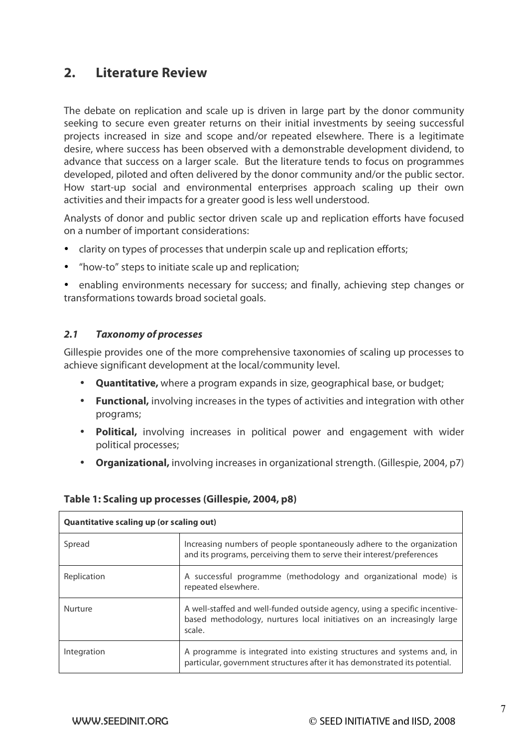## 2. Literature Review

The debate on replication and scale up is driven in large part by the donor community seeking to secure even greater returns on their initial investments by seeing successful projects increased in size and scope and/or repeated elsewhere. There is a legitimate desire, where success has been observed with a demonstrable development dividend, to advance that success on a larger scale. But the literature tends to focus on programmes developed, piloted and often delivered by the donor community and/or the public sector. How start-up social and environmental enterprises approach scaling up their own activities and their impacts for a greater good is less well understood.

Analysts of donor and public sector driven scale up and replication efforts have focused on a number of important considerations:

- clarity on types of processes that underpin scale up and replication efforts;
- "how-to" steps to initiate scale up and replication;
- enabling environments necessary for success; and finally, achieving step changes or transformations towards broad societal goals.

### *2.1 Taxonomy of processes*

Gillespie provides one of the more comprehensive taxonomies of scaling up processes to achieve significant development at the local/community level.

- **Quantitative,** where a program expands in size, geographical base, or budget;
- **Functional,** involving increases in the types of activities and integration with other programs;
- **Political,** involving increases in political power and engagement with wider political processes;
- **Organizational,** involving increases in organizational strength. (Gillespie, 2004, p7)

**Table 1: Scaling up processes (Gillespie, 2004, p8)**

| **Quantitative scaling up (or scaling out)** | |
|---|---|
| Spread | Increasing numbers of people spontaneously adhere to the organization and its programs, perceiving them to serve their interest/preferences |
| Replication | A successful programme (methodology and organizational mode) is repeated elsewhere. |
| Nurture | A well-staffed and well-funded outside agency, using a specific incentive-based methodology, nurtures local initiatives on an increasingly large scale. |
| Integration | A programme is integrated into existing structures and systems and, in particular, government structures after it has demonstrated its potential. |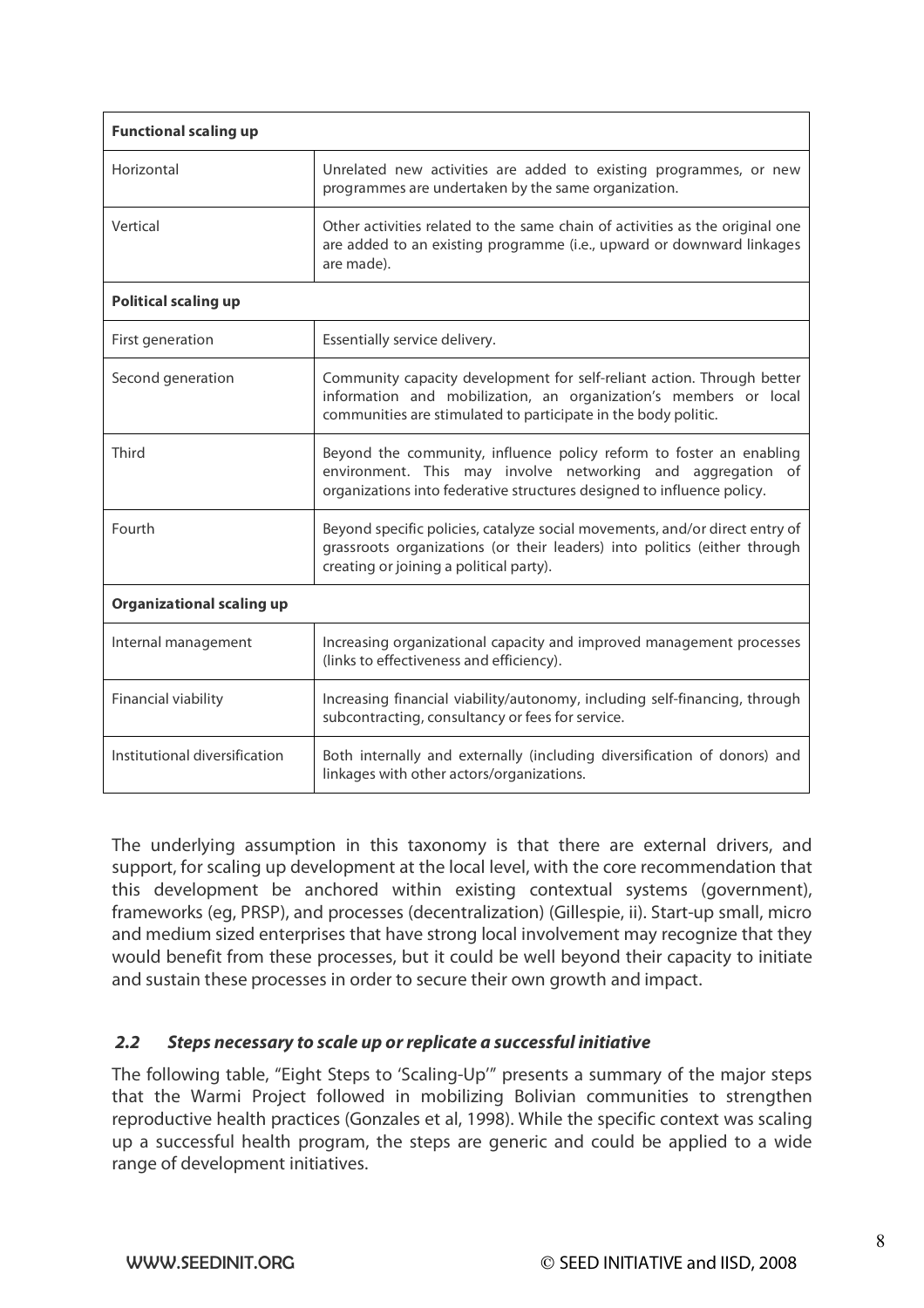| **Functional scaling up** | |
|---|---|
| Horizontal | Unrelated new activities are added to existing programmes, or new programmes are undertaken by the same organization. |
| Vertical | Other activities related to the same chain of activities as the original one are added to an existing programme (i.e., upward or downward linkages are made). |
| **Political scaling up** | |
| First generation | Essentially service delivery. |
| Second generation | Community capacity development for self-reliant action. Through better information and mobilization, an organization's members or local communities are stimulated to participate in the body politic. |
| Third | Beyond the community, influence policy reform to foster an enabling environment. This may involve networking and aggregation of organizations into federative structures designed to influence policy. |
| Fourth | Beyond specific policies, catalyze social movements, and/or direct entry of grassroots organizations (or their leaders) into politics (either through creating or joining a political party). |
| **Organizational scaling up** | |
| Internal management | Increasing organizational capacity and improved management processes (links to effectiveness and efficiency). |
| Financial viability | Increasing financial viability/autonomy, including self-financing, through subcontracting, consultancy or fees for service. |
| Institutional diversification | Both internally and externally (including diversification of donors) and linkages with other actors/organizations. |

The underlying assumption in this taxonomy is that there are external drivers, and support, for scaling up development at the local level, with the core recommendation that this development be anchored within existing contextual systems (government), frameworks (eg, PRSP), and processes (decentralization) (Gillespie, ii). Start-up small, micro and medium sized enterprises that have strong local involvement may recognize that they would benefit from these processes, but it could be well beyond their capacity to initiate and sustain these processes in order to secure their own growth and impact.

### *2.2 Steps necessary to scale up or replicate a successful initiative*

The following table, "Eight Steps to 'Scaling-Up'" presents a summary of the major steps that the Warmi Project followed in mobilizing Bolivian communities to strengthen reproductive health practices (Gonzales et al, 1998). While the specific context was scaling up a successful health program, the steps are generic and could be applied to a wide range of development initiatives.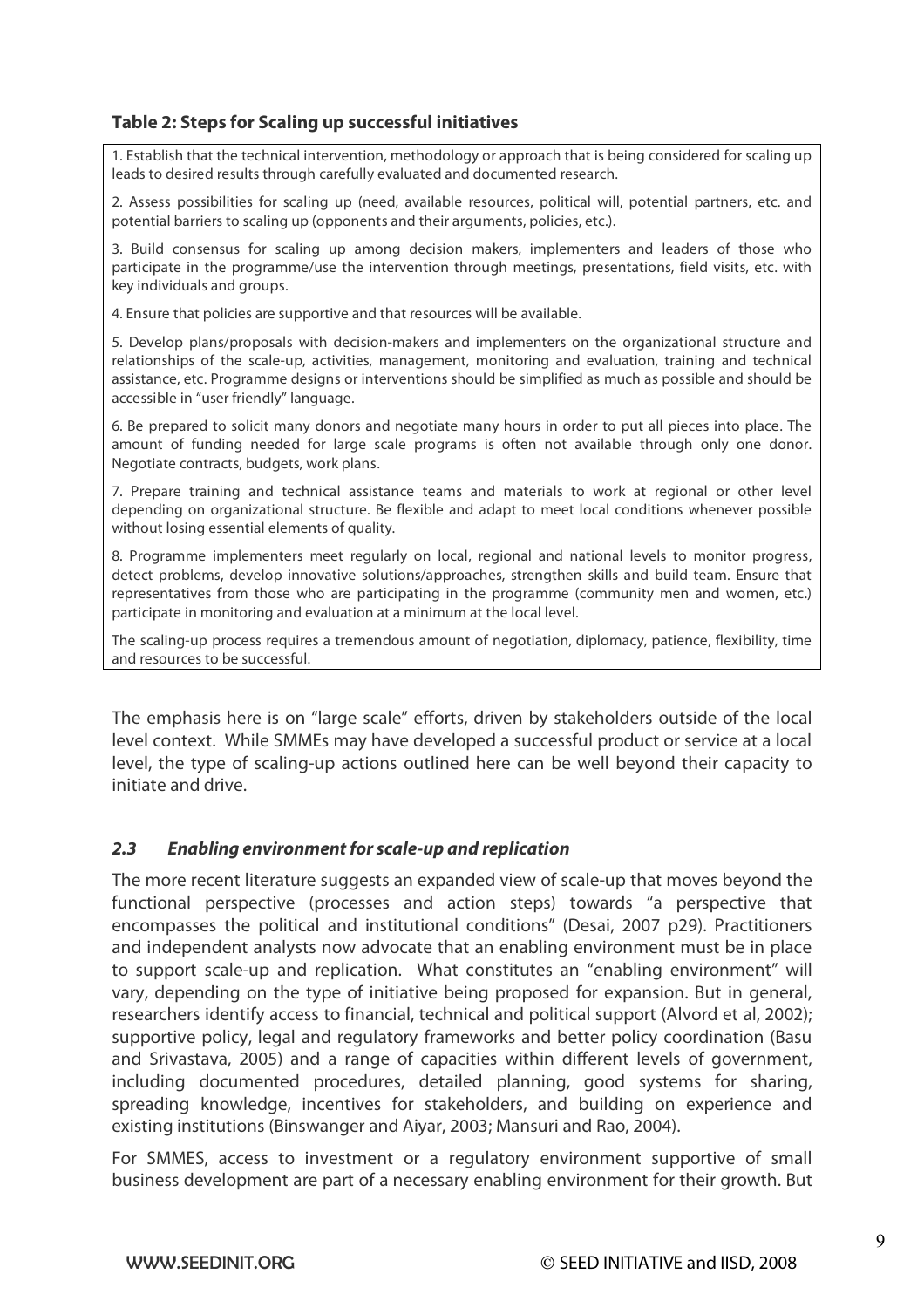**Table 2: Steps for Scaling up successful initiatives**

1. Establish that the technical intervention, methodology or approach that is being considered for scaling up leads to desired results through carefully evaluated and documented research.

2. Assess possibilities for scaling up (need, available resources, political will, potential partners, etc. and potential barriers to scaling up (opponents and their arguments, policies, etc.).

3. Build consensus for scaling up among decision makers, implementers and leaders of those who participate in the programme/use the intervention through meetings, presentations, field visits, etc. with key individuals and groups.

4. Ensure that policies are supportive and that resources will be available.

5. Develop plans/proposals with decision-makers and implementers on the organizational structure and relationships of the scale-up, activities, management, monitoring and evaluation, training and technical assistance, etc. Programme designs or interventions should be simplified as much as possible and should be accessible in "user friendly" language.

6. Be prepared to solicit many donors and negotiate many hours in order to put all pieces into place. The amount of funding needed for large scale programs is often not available through only one donor. Negotiate contracts, budgets, work plans.

7. Prepare training and technical assistance teams and materials to work at regional or other level depending on organizational structure. Be flexible and adapt to meet local conditions whenever possible without losing essential elements of quality.

8. Programme implementers meet regularly on local, regional and national levels to monitor progress, detect problems, develop innovative solutions/approaches, strengthen skills and build team. Ensure that representatives from those who are participating in the programme (community men and women, etc.) participate in monitoring and evaluation at a minimum at the local level.

The scaling-up process requires a tremendous amount of negotiation, diplomacy, patience, flexibility, time and resources to be successful.

The emphasis here is on "large scale" efforts, driven by stakeholders outside of the local level context. While SMMEs may have developed a successful product or service at a local level, the type of scaling-up actions outlined here can be well beyond their capacity to initiate and drive.

### *2.3 Enabling environment for scale-up and replication*

The more recent literature suggests an expanded view of scale-up that moves beyond the functional perspective (processes and action steps) towards "a perspective that encompasses the political and institutional conditions" (Desai, 2007 p29). Practitioners and independent analysts now advocate that an enabling environment must be in place to support scale-up and replication. What constitutes an "enabling environment" will vary, depending on the type of initiative being proposed for expansion. But in general, researchers identify access to financial, technical and political support (Alvord et al, 2002); supportive policy, legal and regulatory frameworks and better policy coordination (Basu and Srivastava, 2005) and a range of capacities within different levels of government, including documented procedures, detailed planning, good systems for sharing, spreading knowledge, incentives for stakeholders, and building on experience and existing institutions (Binswanger and Aiyar, 2003; Mansuri and Rao, 2004).

For SMMES, access to investment or a regulatory environment supportive of small business development are part of a necessary enabling environment for their growth. But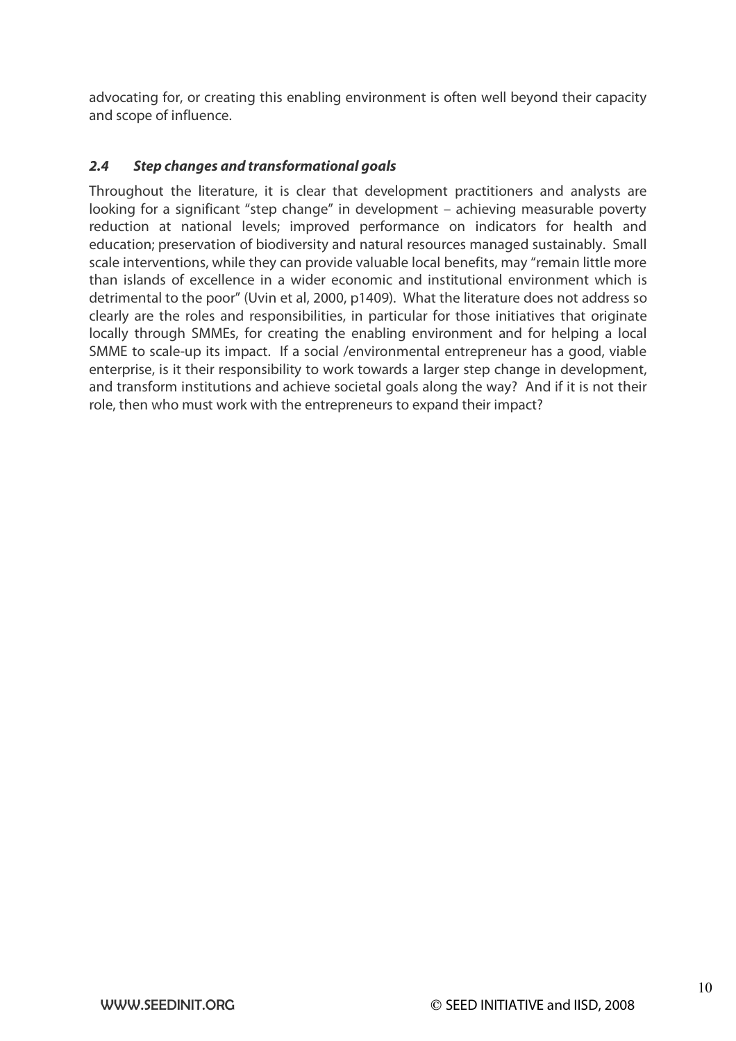advocating for, or creating this enabling environment is often well beyond their capacity and scope of influence.

### *2.4 Step changes and transformational goals*

Throughout the literature, it is clear that development practitioners and analysts are looking for a significant "step change" in development – achieving measurable poverty reduction at national levels; improved performance on indicators for health and education; preservation of biodiversity and natural resources managed sustainably. Small scale interventions, while they can provide valuable local benefits, may "remain little more than islands of excellence in a wider economic and institutional environment which is detrimental to the poor" (Uvin et al, 2000, p1409). What the literature does not address so clearly are the roles and responsibilities, in particular for those initiatives that originate locally through SMMEs, for creating the enabling environment and for helping a local SMME to scale-up its impact. If a social /environmental entrepreneur has a good, viable enterprise, is it their responsibility to work towards a larger step change in development, and transform institutions and achieve societal goals along the way? And if it is not their role, then who must work with the entrepreneurs to expand their impact?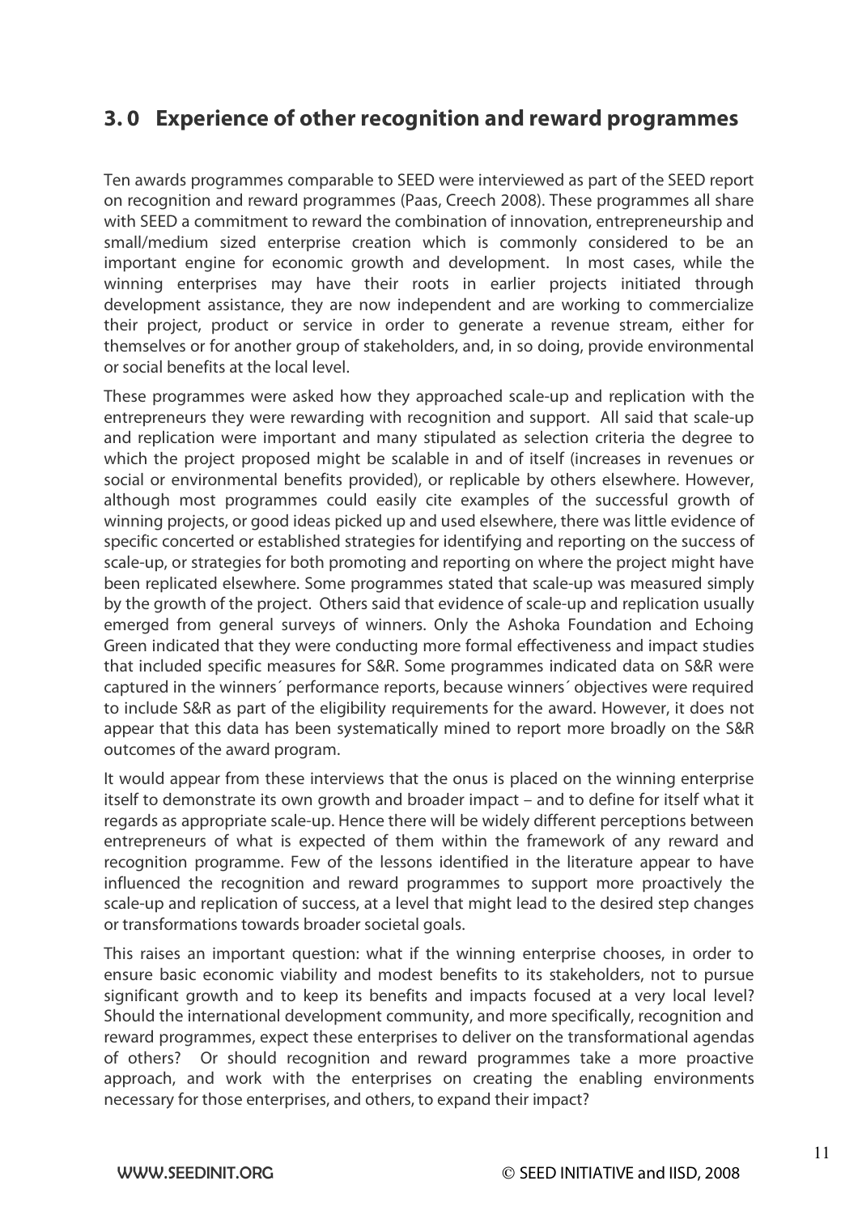## 3. 0 Experience of other recognition and reward programmes

Ten awards programmes comparable to SEED were interviewed as part of the SEED report on recognition and reward programmes (Paas, Creech 2008). These programmes all share with SEED a commitment to reward the combination of innovation, entrepreneurship and small/medium sized enterprise creation which is commonly considered to be an important engine for economic growth and development. In most cases, while the winning enterprises may have their roots in earlier projects initiated through development assistance, they are now independent and are working to commercialize their project, product or service in order to generate a revenue stream, either for themselves or for another group of stakeholders, and, in so doing, provide environmental or social benefits at the local level.

These programmes were asked how they approached scale-up and replication with the entrepreneurs they were rewarding with recognition and support. All said that scale-up and replication were important and many stipulated as selection criteria the degree to which the project proposed might be scalable in and of itself (increases in revenues or social or environmental benefits provided), or replicable by others elsewhere. However, although most programmes could easily cite examples of the successful growth of winning projects, or good ideas picked up and used elsewhere, there was little evidence of specific concerted or established strategies for identifying and reporting on the success of scale-up, or strategies for both promoting and reporting on where the project might have been replicated elsewhere. Some programmes stated that scale-up was measured simply by the growth of the project. Others said that evidence of scale-up and replication usually emerged from general surveys of winners. Only the Ashoka Foundation and Echoing Green indicated that they were conducting more formal effectiveness and impact studies that included specific measures for S&R. Some programmes indicated data on S&R were captured in the winners´ performance reports, because winners´ objectives were required to include S&R as part of the eligibility requirements for the award. However, it does not appear that this data has been systematically mined to report more broadly on the S&R outcomes of the award program.

It would appear from these interviews that the onus is placed on the winning enterprise itself to demonstrate its own growth and broader impact – and to define for itself what it regards as appropriate scale-up. Hence there will be widely different perceptions between entrepreneurs of what is expected of them within the framework of any reward and recognition programme. Few of the lessons identified in the literature appear to have influenced the recognition and reward programmes to support more proactively the scale-up and replication of success, at a level that might lead to the desired step changes or transformations towards broader societal goals.

This raises an important question: what if the winning enterprise chooses, in order to ensure basic economic viability and modest benefits to its stakeholders, not to pursue significant growth and to keep its benefits and impacts focused at a very local level? Should the international development community, and more specifically, recognition and reward programmes, expect these enterprises to deliver on the transformational agendas of others? Or should recognition and reward programmes take a more proactive approach, and work with the enterprises on creating the enabling environments necessary for those enterprises, and others, to expand their impact?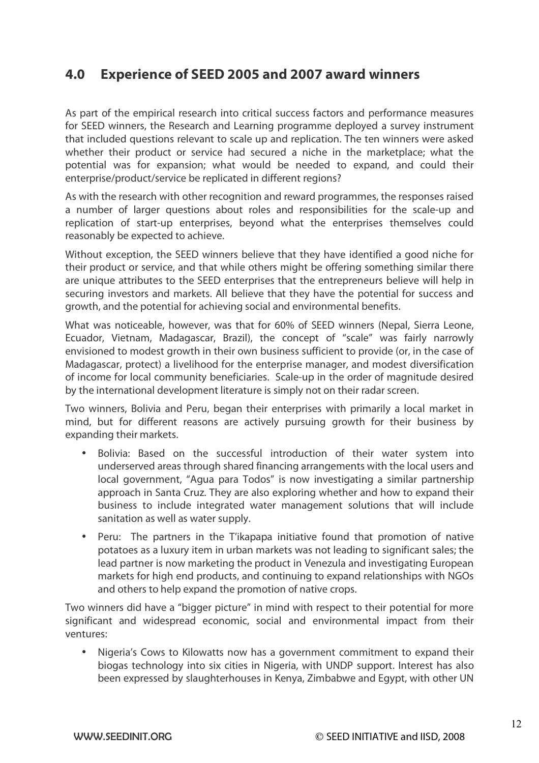## 4.0 Experience of SEED 2005 and 2007 award winners

As part of the empirical research into critical success factors and performance measures for SEED winners, the Research and Learning programme deployed a survey instrument that included questions relevant to scale up and replication. The ten winners were asked whether their product or service had secured a niche in the marketplace; what the potential was for expansion; what would be needed to expand, and could their enterprise/product/service be replicated in different regions?

As with the research with other recognition and reward programmes, the responses raised a number of larger questions about roles and responsibilities for the scale-up and replication of start-up enterprises, beyond what the enterprises themselves could reasonably be expected to achieve.

Without exception, the SEED winners believe that they have identified a good niche for their product or service, and that while others might be offering something similar there are unique attributes to the SEED enterprises that the entrepreneurs believe will help in securing investors and markets. All believe that they have the potential for success and growth, and the potential for achieving social and environmental benefits.

What was noticeable, however, was that for 60% of SEED winners (Nepal, Sierra Leone, Ecuador, Vietnam, Madagascar, Brazil), the concept of "scale" was fairly narrowly envisioned to modest growth in their own business sufficient to provide (or, in the case of Madagascar, protect) a livelihood for the enterprise manager, and modest diversification of income for local community beneficiaries. Scale-up in the order of magnitude desired by the international development literature is simply not on their radar screen.

Two winners, Bolivia and Peru, began their enterprises with primarily a local market in mind, but for different reasons are actively pursuing growth for their business by expanding their markets.

- Bolivia: Based on the successful introduction of their water system into underserved areas through shared financing arrangements with the local users and local government, "Agua para Todos" is now investigating a similar partnership approach in Santa Cruz. They are also exploring whether and how to expand their business to include integrated water management solutions that will include sanitation as well as water supply.
- Peru: The partners in the T'ikapapa initiative found that promotion of native potatoes as a luxury item in urban markets was not leading to significant sales; the lead partner is now marketing the product in Venezula and investigating European markets for high end products, and continuing to expand relationships with NGOs and others to help expand the promotion of native crops.

Two winners did have a "bigger picture" in mind with respect to their potential for more significant and widespread economic, social and environmental impact from their ventures:

- Nigeria's Cows to Kilowatts now has a government commitment to expand their biogas technology into six cities in Nigeria, with UNDP support. Interest has also been expressed by slaughterhouses in Kenya, Zimbabwe and Egypt, with other UN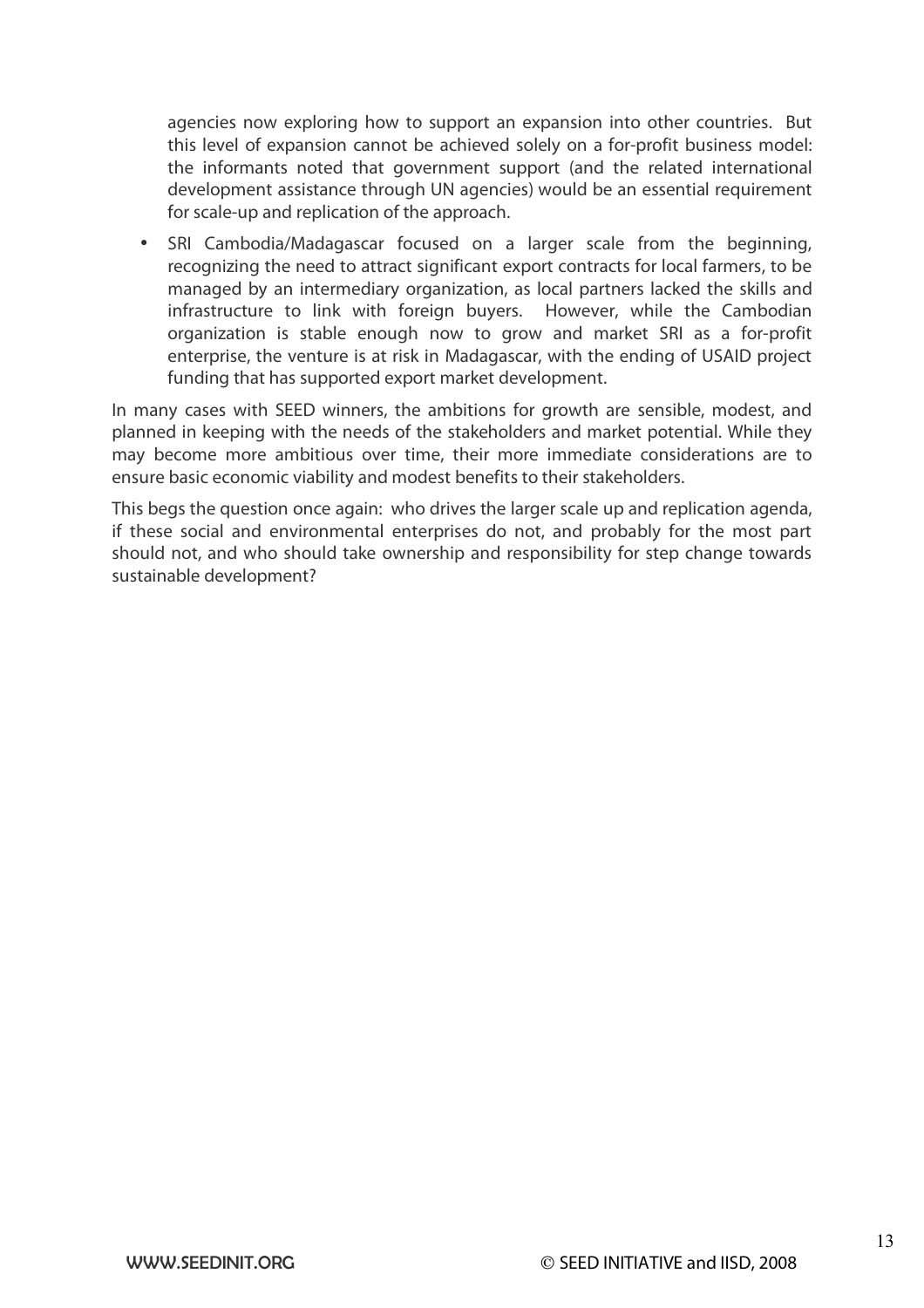agencies now exploring how to support an expansion into other countries. But this level of expansion cannot be achieved solely on a for-profit business model: the informants noted that government support (and the related international development assistance through UN agencies) would be an essential requirement for scale-up and replication of the approach.

- SRI Cambodia/Madagascar focused on a larger scale from the beginning, recognizing the need to attract significant export contracts for local farmers, to be managed by an intermediary organization, as local partners lacked the skills and infrastructure to link with foreign buyers. However, while the Cambodian organization is stable enough now to grow and market SRI as a for-profit enterprise, the venture is at risk in Madagascar, with the ending of USAID project funding that has supported export market development.

In many cases with SEED winners, the ambitions for growth are sensible, modest, and planned in keeping with the needs of the stakeholders and market potential. While they may become more ambitious over time, their more immediate considerations are to ensure basic economic viability and modest benefits to their stakeholders.

This begs the question once again: who drives the larger scale up and replication agenda, if these social and environmental enterprises do not, and probably for the most part should not, and who should take ownership and responsibility for step change towards sustainable development?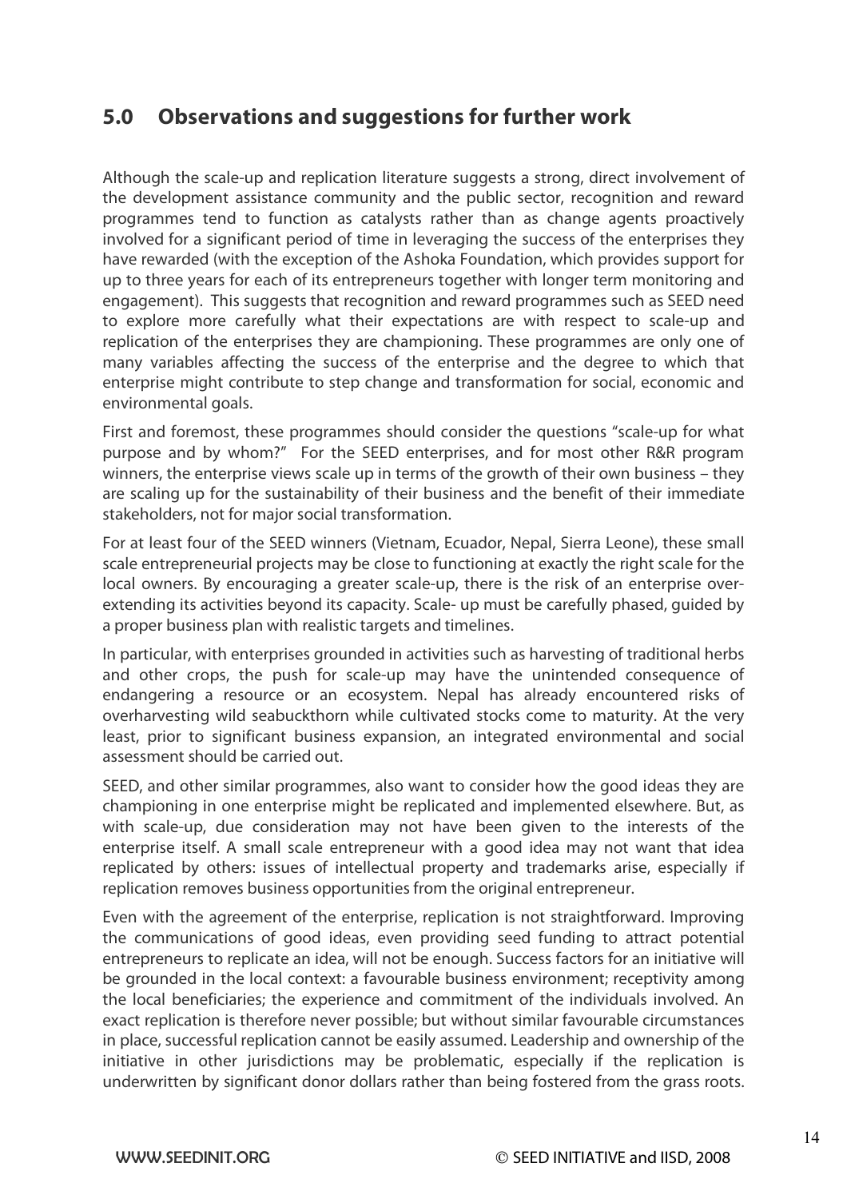## 5.0 Observations and suggestions for further work

Although the scale-up and replication literature suggests a strong, direct involvement of the development assistance community and the public sector, recognition and reward programmes tend to function as catalysts rather than as change agents proactively involved for a significant period of time in leveraging the success of the enterprises they have rewarded (with the exception of the Ashoka Foundation, which provides support for up to three years for each of its entrepreneurs together with longer term monitoring and engagement). This suggests that recognition and reward programmes such as SEED need to explore more carefully what their expectations are with respect to scale-up and replication of the enterprises they are championing. These programmes are only one of many variables affecting the success of the enterprise and the degree to which that enterprise might contribute to step change and transformation for social, economic and environmental goals.

First and foremost, these programmes should consider the questions "scale-up for what purpose and by whom?" For the SEED enterprises, and for most other R&R program winners, the enterprise views scale up in terms of the growth of their own business – they are scaling up for the sustainability of their business and the benefit of their immediate stakeholders, not for major social transformation.

For at least four of the SEED winners (Vietnam, Ecuador, Nepal, Sierra Leone), these small scale entrepreneurial projects may be close to functioning at exactly the right scale for the local owners. By encouraging a greater scale-up, there is the risk of an enterprise over-extending its activities beyond its capacity. Scale- up must be carefully phased, guided by a proper business plan with realistic targets and timelines.

In particular, with enterprises grounded in activities such as harvesting of traditional herbs and other crops, the push for scale-up may have the unintended consequence of endangering a resource or an ecosystem. Nepal has already encountered risks of overharvesting wild seabuckthorn while cultivated stocks come to maturity. At the very least, prior to significant business expansion, an integrated environmental and social assessment should be carried out.

SEED, and other similar programmes, also want to consider how the good ideas they are championing in one enterprise might be replicated and implemented elsewhere. But, as with scale-up, due consideration may not have been given to the interests of the enterprise itself. A small scale entrepreneur with a good idea may not want that idea replicated by others: issues of intellectual property and trademarks arise, especially if replication removes business opportunities from the original entrepreneur.

Even with the agreement of the enterprise, replication is not straightforward. Improving the communications of good ideas, even providing seed funding to attract potential entrepreneurs to replicate an idea, will not be enough. Success factors for an initiative will be grounded in the local context: a favourable business environment; receptivity among the local beneficiaries; the experience and commitment of the individuals involved. An exact replication is therefore never possible; but without similar favourable circumstances in place, successful replication cannot be easily assumed. Leadership and ownership of the initiative in other jurisdictions may be problematic, especially if the replication is underwritten by significant donor dollars rather than being fostered from the grass roots.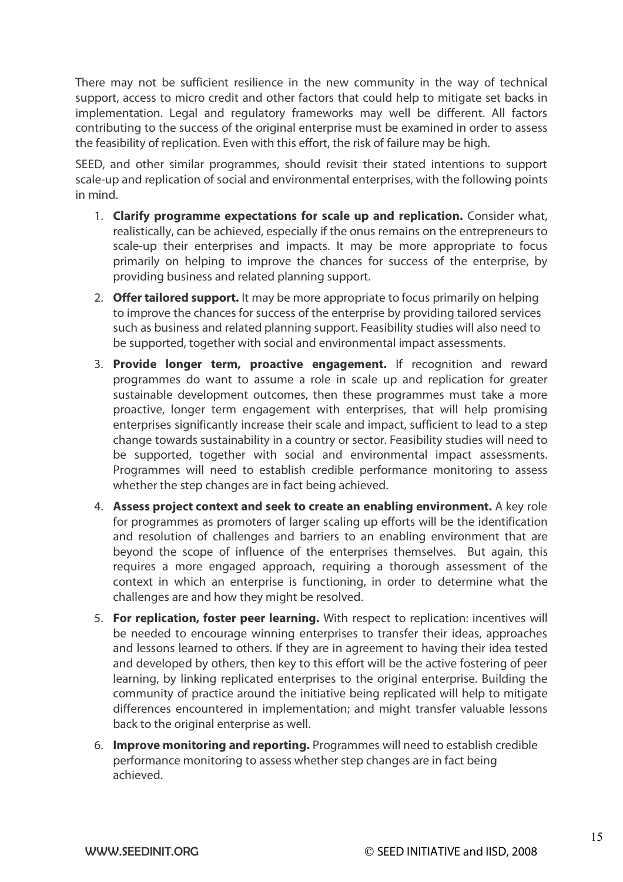There may not be sufficient resilience in the new community in the way of technical support, access to micro credit and other factors that could help to mitigate set backs in implementation. Legal and regulatory frameworks may well be different. All factors contributing to the success of the original enterprise must be examined in order to assess the feasibility of replication. Even with this effort, the risk of failure may be high.

SEED, and other similar programmes, should revisit their stated intentions to support scale-up and replication of social and environmental enterprises, with the following points in mind.

1. **Clarify programme expectations for scale up and replication.** Consider what, realistically, can be achieved, especially if the onus remains on the entrepreneurs to scale-up their enterprises and impacts. It may be more appropriate to focus primarily on helping to improve the chances for success of the enterprise, by providing business and related planning support.
2. **Offer tailored support.** It may be more appropriate to focus primarily on helping to improve the chances for success of the enterprise by providing tailored services such as business and related planning support. Feasibility studies will also need to be supported, together with social and environmental impact assessments.
3. **Provide longer term, proactive engagement.** If recognition and reward programmes do want to assume a role in scale up and replication for greater sustainable development outcomes, then these programmes must take a more proactive, longer term engagement with enterprises, that will help promising enterprises significantly increase their scale and impact, sufficient to lead to a step change towards sustainability in a country or sector. Feasibility studies will need to be supported, together with social and environmental impact assessments. Programmes will need to establish credible performance monitoring to assess whether the step changes are in fact being achieved.
4. **Assess project context and seek to create an enabling environment.** A key role for programmes as promoters of larger scaling up efforts will be the identification and resolution of challenges and barriers to an enabling environment that are beyond the scope of influence of the enterprises themselves. But again, this requires a more engaged approach, requiring a thorough assessment of the context in which an enterprise is functioning, in order to determine what the challenges are and how they might be resolved.
5. **For replication, foster peer learning.** With respect to replication: incentives will be needed to encourage winning enterprises to transfer their ideas, approaches and lessons learned to others. If they are in agreement to having their idea tested and developed by others, then key to this effort will be the active fostering of peer learning, by linking replicated enterprises to the original enterprise. Building the community of practice around the initiative being replicated will help to mitigate differences encountered in implementation; and might transfer valuable lessons back to the original enterprise as well.
6. **Improve monitoring and reporting.** Programmes will need to establish credible performance monitoring to assess whether step changes are in fact being achieved.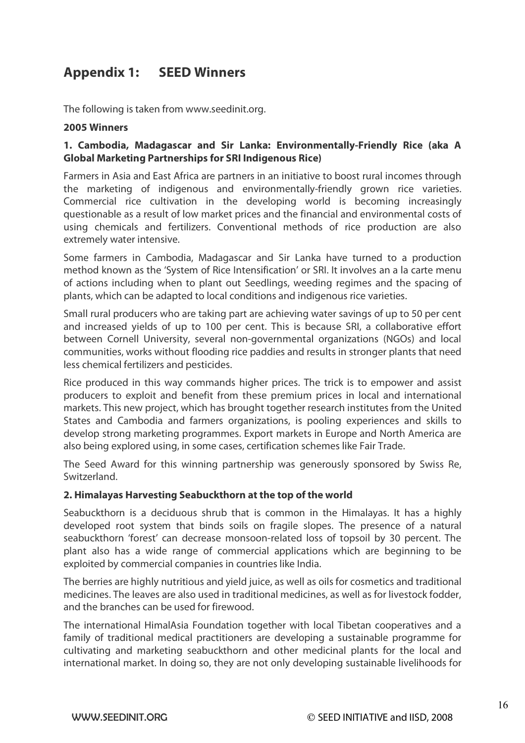## Appendix 1: SEED Winners

The following is taken from www.seedinit.org.

**2005 Winners**

**1. Cambodia, Madagascar and Sir Lanka: Environmentally-Friendly Rice (aka A Global Marketing Partnerships for SRI Indigenous Rice)**

Farmers in Asia and East Africa are partners in an initiative to boost rural incomes through the marketing of indigenous and environmentally-friendly grown rice varieties. Commercial rice cultivation in the developing world is becoming increasingly questionable as a result of low market prices and the financial and environmental costs of using chemicals and fertilizers. Conventional methods of rice production are also extremely water intensive.

Some farmers in Cambodia, Madagascar and Sir Lanka have turned to a production method known as the 'System of Rice Intensification' or SRI. It involves an a la carte menu of actions including when to plant out Seedlings, weeding regimes and the spacing of plants, which can be adapted to local conditions and indigenous rice varieties.

Small rural producers who are taking part are achieving water savings of up to 50 per cent and increased yields of up to 100 per cent. This is because SRI, a collaborative effort between Cornell University, several non-governmental organizations (NGOs) and local communities, works without flooding rice paddies and results in stronger plants that need less chemical fertilizers and pesticides.

Rice produced in this way commands higher prices. The trick is to empower and assist producers to exploit and benefit from these premium prices in local and international markets. This new project, which has brought together research institutes from the United States and Cambodia and farmers organizations, is pooling experiences and skills to develop strong marketing programmes. Export markets in Europe and North America are also being explored using, in some cases, certification schemes like Fair Trade.

The Seed Award for this winning partnership was generously sponsored by Swiss Re, Switzerland.

**2. Himalayas Harvesting Seabuckthorn at the top of the world**

Seabuckthorn is a deciduous shrub that is common in the Himalayas. It has a highly developed root system that binds soils on fragile slopes. The presence of a natural seabuckthorn 'forest' can decrease monsoon-related loss of topsoil by 30 percent. The plant also has a wide range of commercial applications which are beginning to be exploited by commercial companies in countries like India.

The berries are highly nutritious and yield juice, as well as oils for cosmetics and traditional medicines. The leaves are also used in traditional medicines, as well as for livestock fodder, and the branches can be used for firewood.

The international HimalAsia Foundation together with local Tibetan cooperatives and a family of traditional medical practitioners are developing a sustainable programme for cultivating and marketing seabuckthorn and other medicinal plants for the local and international market. In doing so, they are not only developing sustainable livelihoods for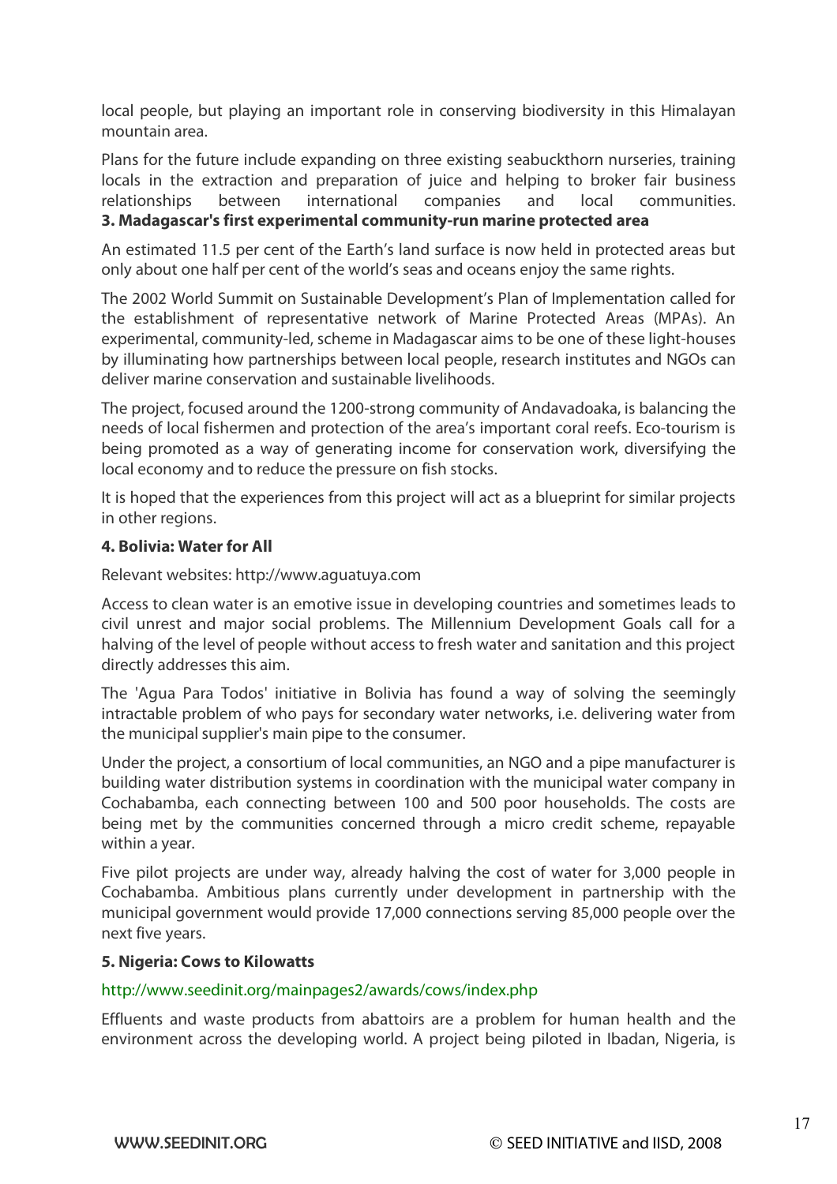local people, but playing an important role in conserving biodiversity in this Himalayan mountain area.

Plans for the future include expanding on three existing seabuckthorn nurseries, training locals in the extraction and preparation of juice and helping to broker fair business relationships between international companies and local communities.

**3. Madagascar's first experimental community-run marine protected area**

An estimated 11.5 per cent of the Earth's land surface is now held in protected areas but only about one half per cent of the world's seas and oceans enjoy the same rights.

The 2002 World Summit on Sustainable Development's Plan of Implementation called for the establishment of representative network of Marine Protected Areas (MPAs). An experimental, community-led, scheme in Madagascar aims to be one of these light-houses by illuminating how partnerships between local people, research institutes and NGOs can deliver marine conservation and sustainable livelihoods.

The project, focused around the 1200-strong community of Andavadoaka, is balancing the needs of local fishermen and protection of the area's important coral reefs. Eco-tourism is being promoted as a way of generating income for conservation work, diversifying the local economy and to reduce the pressure on fish stocks.

It is hoped that the experiences from this project will act as a blueprint for similar projects in other regions.

**4. Bolivia: Water for All**

Relevant websites: http://www.aguatuya.com

Access to clean water is an emotive issue in developing countries and sometimes leads to civil unrest and major social problems. The Millennium Development Goals call for a halving of the level of people without access to fresh water and sanitation and this project directly addresses this aim.

The 'Agua Para Todos' initiative in Bolivia has found a way of solving the seemingly intractable problem of who pays for secondary water networks, i.e. delivering water from the municipal supplier's main pipe to the consumer.

Under the project, a consortium of local communities, an NGO and a pipe manufacturer is building water distribution systems in coordination with the municipal water company in Cochabamba, each connecting between 100 and 500 poor households. The costs are being met by the communities concerned through a micro credit scheme, repayable within a year.

Five pilot projects are under way, already halving the cost of water for 3,000 people in Cochabamba. Ambitious plans currently under development in partnership with the municipal government would provide 17,000 connections serving 85,000 people over the next five years.

**5. Nigeria: Cows to Kilowatts**

http://www.seedinit.org/mainpages2/awards/cows/index.php

Effluents and waste products from abattoirs are a problem for human health and the environment across the developing world. A project being piloted in Ibadan, Nigeria, is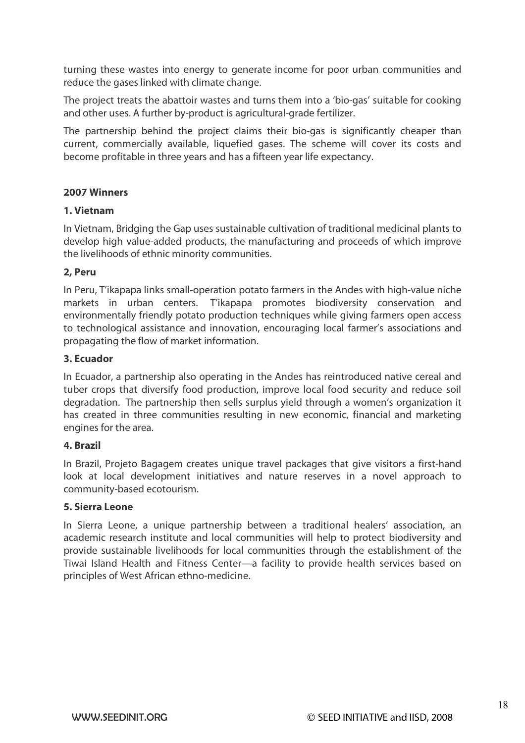turning these wastes into energy to generate income for poor urban communities and reduce the gases linked with climate change.

The project treats the abattoir wastes and turns them into a 'bio-gas' suitable for cooking and other uses. A further by-product is agricultural-grade fertilizer.

The partnership behind the project claims their bio-gas is significantly cheaper than current, commercially available, liquefied gases. The scheme will cover its costs and become profitable in three years and has a fifteen year life expectancy.

**2007 Winners**

**1. Vietnam**

In Vietnam, Bridging the Gap uses sustainable cultivation of traditional medicinal plants to develop high value-added products, the manufacturing and proceeds of which improve the livelihoods of ethnic minority communities.

**2, Peru**

In Peru, T'ikapapa links small-operation potato farmers in the Andes with high-value niche markets in urban centers. T'ikapapa promotes biodiversity conservation and environmentally friendly potato production techniques while giving farmers open access to technological assistance and innovation, encouraging local farmer's associations and propagating the flow of market information.

**3. Ecuador**

In Ecuador, a partnership also operating in the Andes has reintroduced native cereal and tuber crops that diversify food production, improve local food security and reduce soil degradation. The partnership then sells surplus yield through a women's organization it has created in three communities resulting in new economic, financial and marketing engines for the area.

**4. Brazil**

In Brazil, Projeto Bagagem creates unique travel packages that give visitors a first-hand look at local development initiatives and nature reserves in a novel approach to community-based ecotourism.

**5. Sierra Leone**

In Sierra Leone, a unique partnership between a traditional healers' association, an academic research institute and local communities will help to protect biodiversity and provide sustainable livelihoods for local communities through the establishment of the Tiwai Island Health and Fitness Center—a facility to provide health services based on principles of West African ethno-medicine.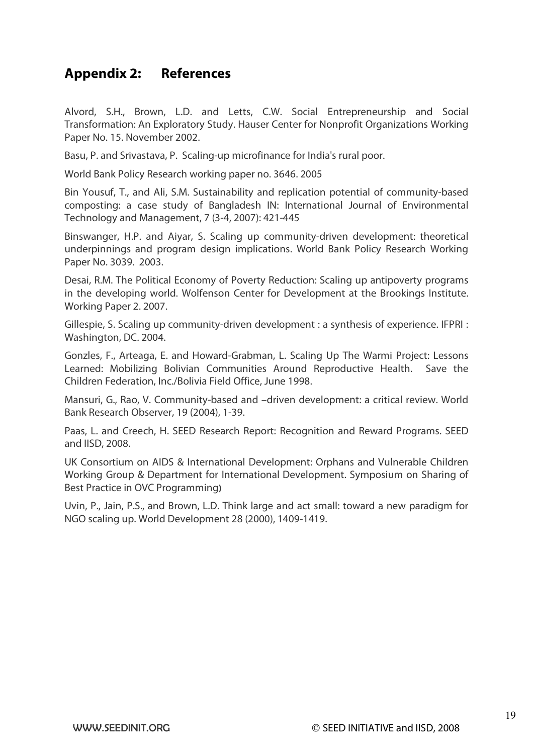## Appendix 2: References

Alvord, S.H., Brown, L.D. and Letts, C.W. Social Entrepreneurship and Social Transformation: An Exploratory Study. Hauser Center for Nonprofit Organizations Working Paper No. 15. November 2002.

Basu, P. and Srivastava, P. Scaling-up microfinance for India's rural poor.

World Bank Policy Research working paper no. 3646. 2005

Bin Yousuf, T., and Ali, S.M. Sustainability and replication potential of community-based composting: a case study of Bangladesh IN: International Journal of Environmental Technology and Management, 7 (3-4, 2007): 421-445

Binswanger, H.P. and Aiyar, S. Scaling up community-driven development: theoretical underpinnings and program design implications. World Bank Policy Research Working Paper No. 3039. 2003.

Desai, R.M. The Political Economy of Poverty Reduction: Scaling up antipoverty programs in the developing world. Wolfenson Center for Development at the Brookings Institute. Working Paper 2. 2007.

Gillespie, S. Scaling up community-driven development : a synthesis of experience. IFPRI : Washington, DC. 2004.

Gonzles, F., Arteaga, E. and Howard-Grabman, L. Scaling Up The Warmi Project: Lessons Learned: Mobilizing Bolivian Communities Around Reproductive Health. Save the Children Federation, Inc./Bolivia Field Office, June 1998.

Mansuri, G., Rao, V. Community-based and –driven development: a critical review. World Bank Research Observer, 19 (2004), 1-39.

Paas, L. and Creech, H. SEED Research Report: Recognition and Reward Programs. SEED and IISD, 2008.

UK Consortium on AIDS & International Development: Orphans and Vulnerable Children Working Group & Department for International Development. Symposium on Sharing of Best Practice in OVC Programming)

Uvin, P., Jain, P.S., and Brown, L.D. Think large and act small: toward a new paradigm for NGO scaling up. World Development 28 (2000), 1409-1419.